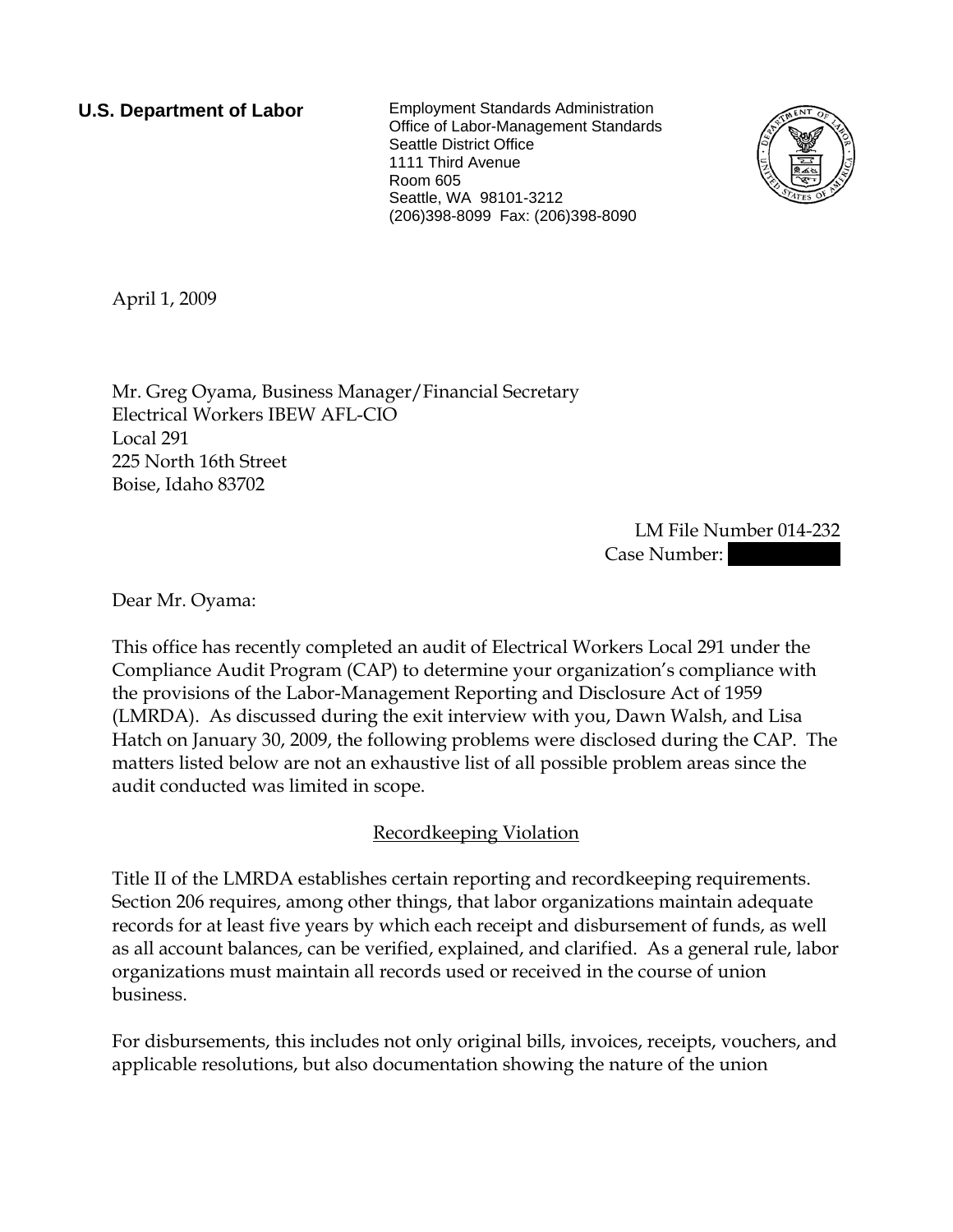**U.S. Department of Labor**

Employment Standards Administration
Office of Labor-Management Standards
Seattle District Office
1111 Third Avenue
Room 605
Seattle, WA 98101-3212
(206)398-8099 Fax: (206)398-8090

April 1, 2009

Mr. Greg Oyama, Business Manager/Financial Secretary
Electrical Workers IBEW AFL-CIO
Local 291
225 North 16th Street
Boise, Idaho 83702

LM File Number 014-232
Case Number:

Dear Mr. Oyama:

This office has recently completed an audit of Electrical Workers Local 291 under the Compliance Audit Program (CAP) to determine your organization's compliance with the provisions of the Labor-Management Reporting and Disclosure Act of 1959 (LMRDA). As discussed during the exit interview with you, Dawn Walsh, and Lisa Hatch on January 30, 2009, the following problems were disclosed during the CAP. The matters listed below are not an exhaustive list of all possible problem areas since the audit conducted was limited in scope.

## Recordkeeping Violation

Title II of the LMRDA establishes certain reporting and recordkeeping requirements. Section 206 requires, among other things, that labor organizations maintain adequate records for at least five years by which each receipt and disbursement of funds, as well as all account balances, can be verified, explained, and clarified. As a general rule, labor organizations must maintain all records used or received in the course of union business.

For disbursements, this includes not only original bills, invoices, receipts, vouchers, and applicable resolutions, but also documentation showing the nature of the union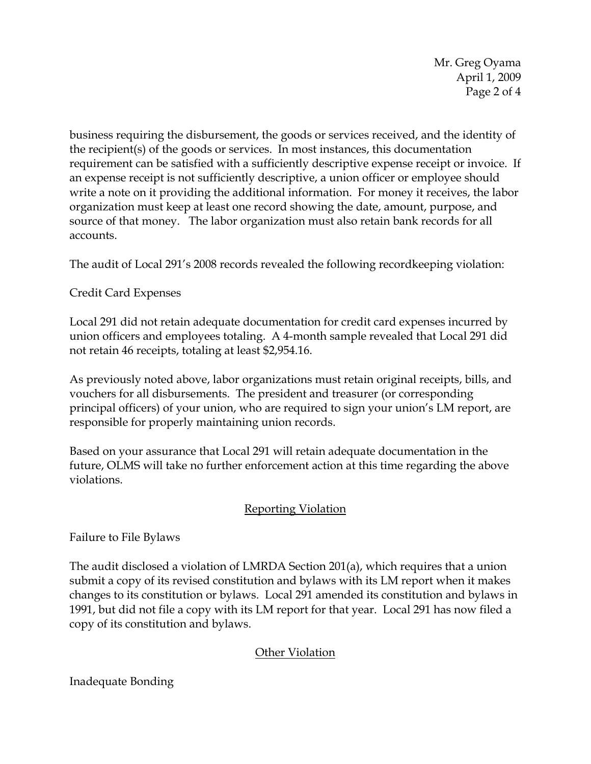business requiring the disbursement, the goods or services received, and the identity of the recipient(s) of the goods or services. In most instances, this documentation requirement can be satisfied with a sufficiently descriptive expense receipt or invoice. If an expense receipt is not sufficiently descriptive, a union officer or employee should write a note on it providing the additional information. For money it receives, the labor organization must keep at least one record showing the date, amount, purpose, and source of that money. The labor organization must also retain bank records for all accounts.

The audit of Local 291's 2008 records revealed the following recordkeeping violation:

Credit Card Expenses

Local 291 did not retain adequate documentation for credit card expenses incurred by union officers and employees totaling. A 4-month sample revealed that Local 291 did not retain 46 receipts, totaling at least $2,954.16.

As previously noted above, labor organizations must retain original receipts, bills, and vouchers for all disbursements. The president and treasurer (or corresponding principal officers) of your union, who are required to sign your union's LM report, are responsible for properly maintaining union records.

Based on your assurance that Local 291 will retain adequate documentation in the future, OLMS will take no further enforcement action at this time regarding the above violations.

## Reporting Violation

Failure to File Bylaws

The audit disclosed a violation of LMRDA Section 201(a), which requires that a union submit a copy of its revised constitution and bylaws with its LM report when it makes changes to its constitution or bylaws. Local 291 amended its constitution and bylaws in 1991, but did not file a copy with its LM report for that year. Local 291 has now filed a copy of its constitution and bylaws.

## Other Violation

Inadequate Bonding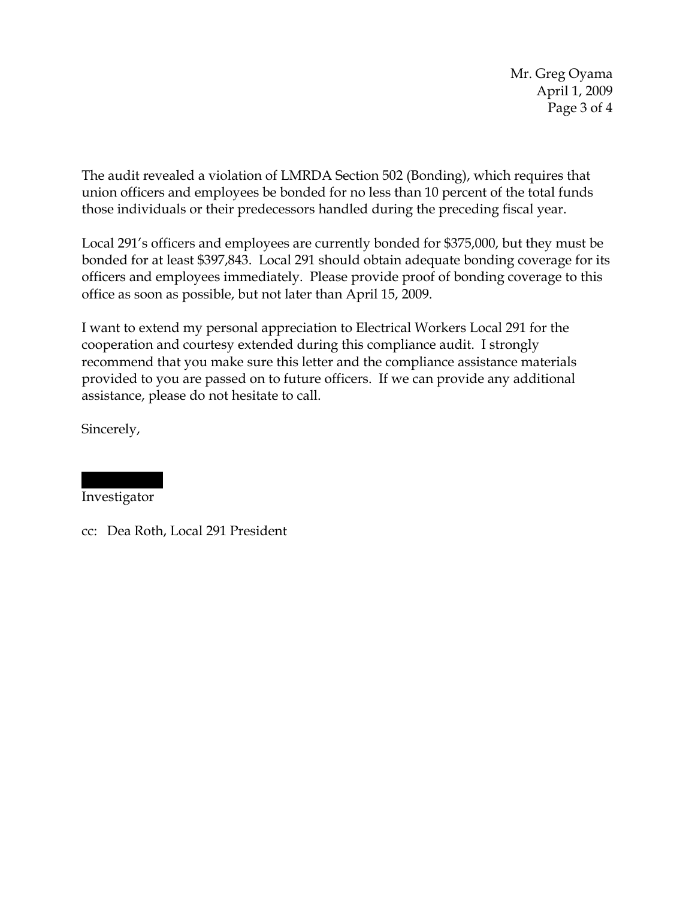The audit revealed a violation of LMRDA Section 502 (Bonding), which requires that union officers and employees be bonded for no less than 10 percent of the total funds those individuals or their predecessors handled during the preceding fiscal year.

Local 291's officers and employees are currently bonded for $375,000, but they must be bonded for at least $397,843. Local 291 should obtain adequate bonding coverage for its officers and employees immediately. Please provide proof of bonding coverage to this office as soon as possible, but not later than April 15, 2009.

I want to extend my personal appreciation to Electrical Workers Local 291 for the cooperation and courtesy extended during this compliance audit. I strongly recommend that you make sure this letter and the compliance assistance materials provided to you are passed on to future officers. If we can provide any additional assistance, please do not hesitate to call.

Sincerely,

Investigator

cc: Dea Roth, Local 291 President